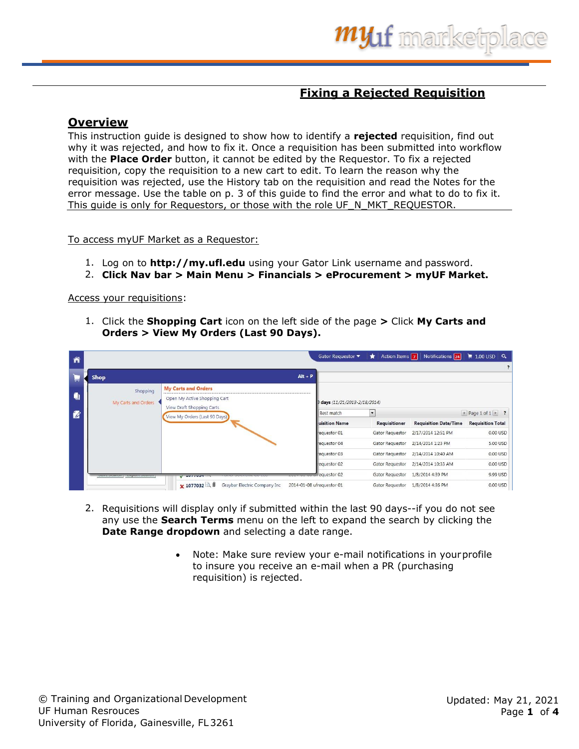# Fixing a Rejected Requisition

## Overview

This instruction guide is designed to show how to identify a **rejected** requisition, find out why it was rejected, and how to fix it. Once a requisition has been submitted into workflow with the **Place Order** button, it cannot be edited by the Requestor. To fix a rejected requisition, copy the requisition to a new cart to edit. To learn the reason why the requisition was rejected, use the History tab on the requisition and read the Notes for the error message. Use the table on p. 3 of this guide to find the error and what to do to fix it. This guide is only for Requestors, or those with the role UF_N_MKT_REQUESTOR.

To access myUF Market as a Requestor:

1. Log on to **http://my.ufl.edu** using your Gator Link username and password.
2. **Click Nav bar > Main Menu > Financials > eProcurement > myUF Market.**

Access your requisitions:

1. Click the **Shopping Cart** icon on the left side of the page **>** Click **My Carts and Orders > View My Orders (Last 90 Days).**

2. Requisitions will display only if submitted within the last 90 days--if you do not see any use the **Search Terms** menu on the left to expand the search by clicking the **Date Range dropdown** and selecting a date range.

   - Note: Make sure review your e-mail notifications in your profile to insure you receive an e-mail when a PR (purchasing requisition) is rejected.

© Training and Organizational Development
UF Human Resrouces
University of Florida, Gainesville, FL 3261

Updated: May 21, 2021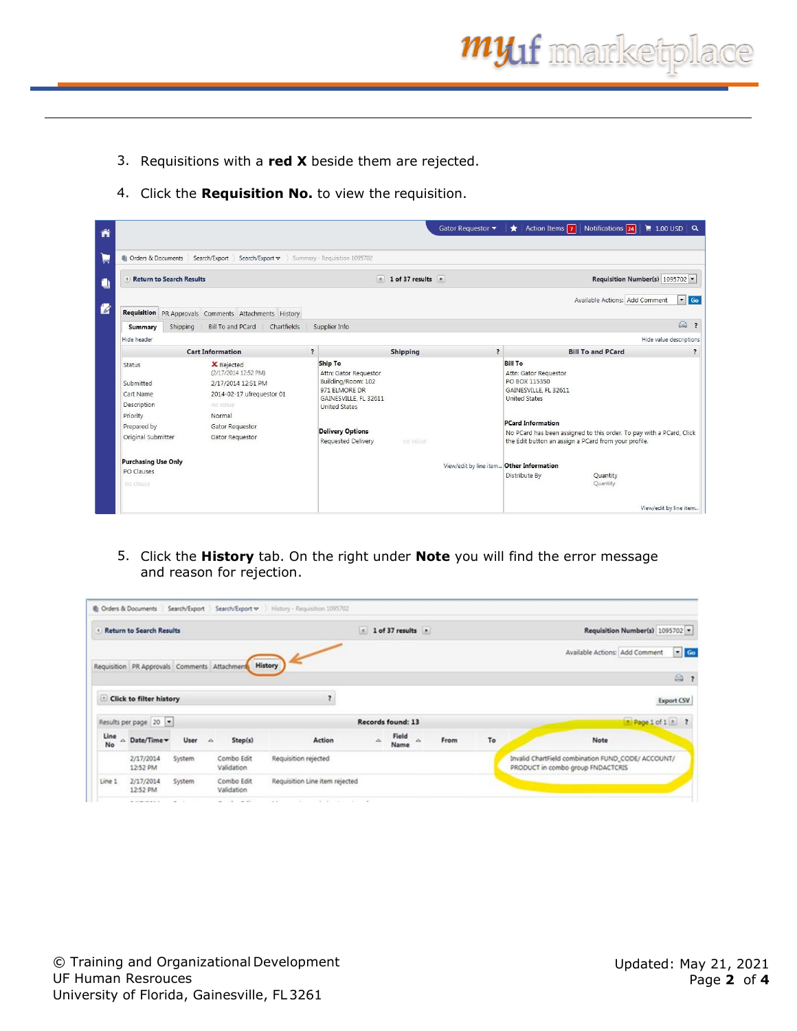3. Requisitions with a **red X** beside them are rejected.

4. Click the **Requisition No.** to view the requisition.

5. Click the **History** tab. On the right under **Note** you will find the error message and reason for rejection.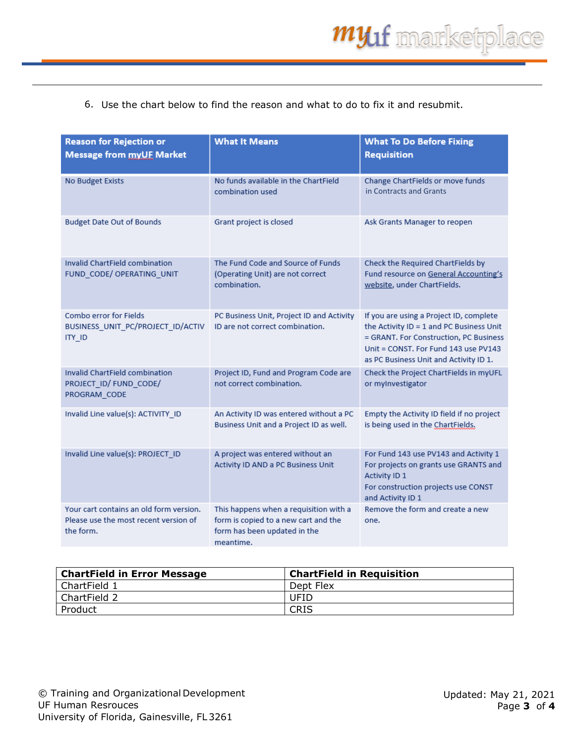6. Use the chart below to find the reason and what to do to fix it and resubmit.

| Reason for Rejection or Message from myUF Market | What It Means | What To Do Before Fixing Requisition |
|---|---|---|
| No Budget Exists | No funds available in the ChartField combination used | Change ChartFields or move funds in Contracts and Grants |
| Budget Date Out of Bounds | Grant project is closed | Ask Grants Manager to reopen |
| Invalid ChartField combination FUND_CODE/ OPERATING_UNIT | The Fund Code and Source of Funds (Operating Unit) are not correct combination. | Check the Required ChartFields by Fund resource on General Accounting's website, under ChartFields. |
| Combo error for Fields BUSINESS_UNIT_PC/PROJECT_ID/ACTIVITY_ID | PC Business Unit, Project ID and Activity ID are not correct combination. | If you are using a Project ID, complete the Activity ID = 1 and PC Business Unit = GRANT. For Construction, PC Business Unit = CONST. For Fund 143 use PV143 as PC Business Unit and Activity ID 1. |
| Invalid ChartField combination PROJECT_ID/ FUND_CODE/ PROGRAM_CODE | Project ID, Fund and Program Code are not correct combination. | Check the Project ChartFields in myUFL or myInvestigator |
| Invalid Line value(s): ACTIVITY_ID | An Activity ID was entered without a PC Business Unit and a Project ID as well. | Empty the Activity ID field if no project is being used in the ChartFields. |
| Invalid Line value(s): PROJECT_ID | A project was entered without an Activity ID AND a PC Business Unit | For Fund 143 use PV143 and Activity 1<br>For projects on grants use GRANTS and Activity ID 1<br>For construction projects use CONST and Activity ID 1 |
| Your cart contains an old form version. Please use the most recent version of the form. | This happens when a requisition with a form is copied to a new cart and the form has been updated in the meantime. | Remove the form and create a new one. |

| ChartField in Error Message | ChartField in Requisition |
|---|---|
| ChartField 1 | Dept Flex |
| ChartField 2 | UFID |
| Product | CRIS |

© Training and Organizational Development
UF Human Resrouces
University of Florida, Gainesville, FL 3261

Updated: May 21, 2021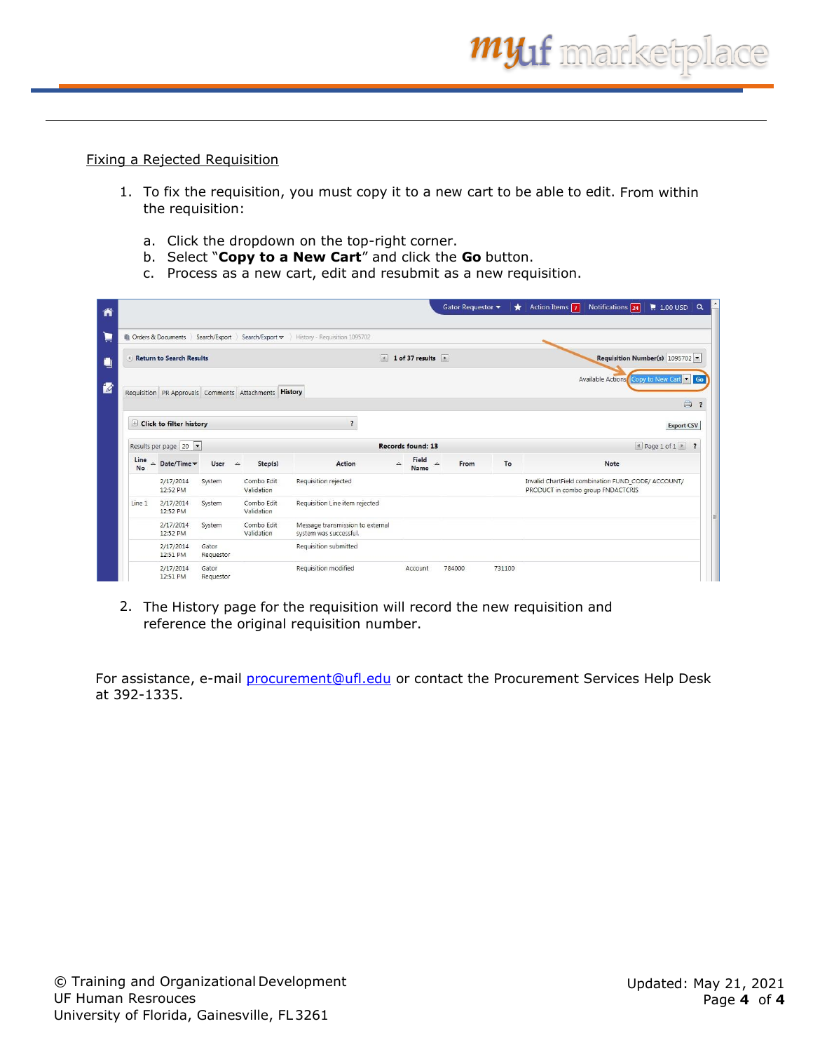## Fixing a Rejected Requisition

1. To fix the requisition, you must copy it to a new cart to be able to edit. From within the requisition:

   a. Click the dropdown on the top-right corner.
   b. Select "**Copy to a New Cart**" and click the **Go** button.
   c. Process as a new cart, edit and resubmit as a new requisition.

2. The History page for the requisition will record the new requisition and reference the original requisition number.

For assistance, e-mail [procurement@ufl.edu](mailto:procurement@ufl.edu) or contact the Procurement Services Help Desk at 392-1335.

© Training and Organizational Development
UF Human Resrouces
University of Florida, Gainesville, FL 3261

Updated: May 21, 2021